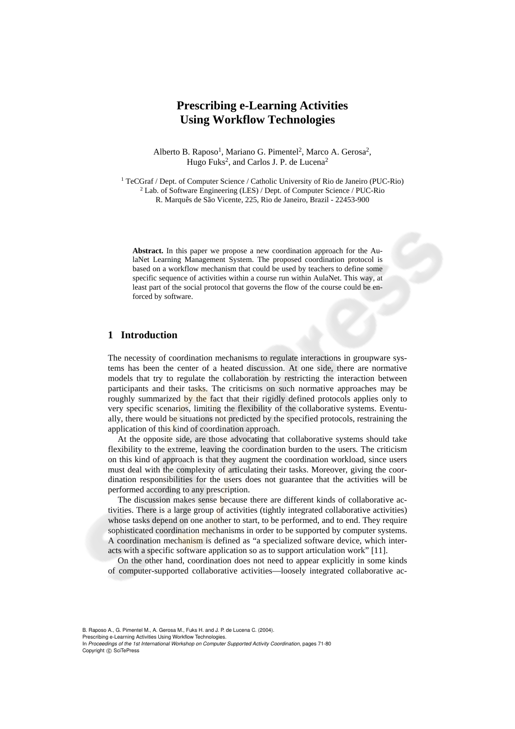# Prescribing e-Learning Activities Using Workflow Technologies

Alberto B. Raposo[1], Mariano G. Pimentel[2], Marco A. Gerosa[2], Hugo Fuks[2], and Carlos J. P. de Lucena[2]

[1] TeCGraf / Dept. of Computer Science / Catholic University of Rio de Janeiro (PUC-Rio)
[2] Lab. of Software Engineering (LES) / Dept. of Computer Science / PUC-Rio
R. Marquês de São Vicente, 225, Rio de Janeiro, Brazil - 22453-900

**Abstract.** In this paper we propose a new coordination approach for the AulaNet Learning Management System. The proposed coordination protocol is based on a workflow mechanism that could be used by teachers to define some specific sequence of activities within a course run within AulaNet. This way, at least part of the social protocol that governs the flow of the course could be enforced by software.

## 1 Introduction

The necessity of coordination mechanisms to regulate interactions in groupware systems has been the center of a heated discussion. At one side, there are normative models that try to regulate the collaboration by restricting the interaction between participants and their tasks. The criticisms on such normative approaches may be roughly summarized by the fact that their rigidly defined protocols applies only to very specific scenarios, limiting the flexibility of the collaborative systems. Eventually, there would be situations not predicted by the specified protocols, restraining the application of this kind of coordination approach.

At the opposite side, are those advocating that collaborative systems should take flexibility to the extreme, leaving the coordination burden to the users. The criticism on this kind of approach is that they augment the coordination workload, since users must deal with the complexity of articulating their tasks. Moreover, giving the coordination responsibilities for the users does not guarantee that the activities will be performed according to any prescription.

The discussion makes sense because there are different kinds of collaborative activities. There is a large group of activities (tightly integrated collaborative activities) whose tasks depend on one another to start, to be performed, and to end. They require sophisticated coordination mechanisms in order to be supported by computer systems. A coordination mechanism is defined as "a specialized software device, which interacts with a specific software application so as to support articulation work" [11].

On the other hand, coordination does not need to appear explicitly in some kinds of computer-supported collaborative activities—loosely integrated collaborative ac-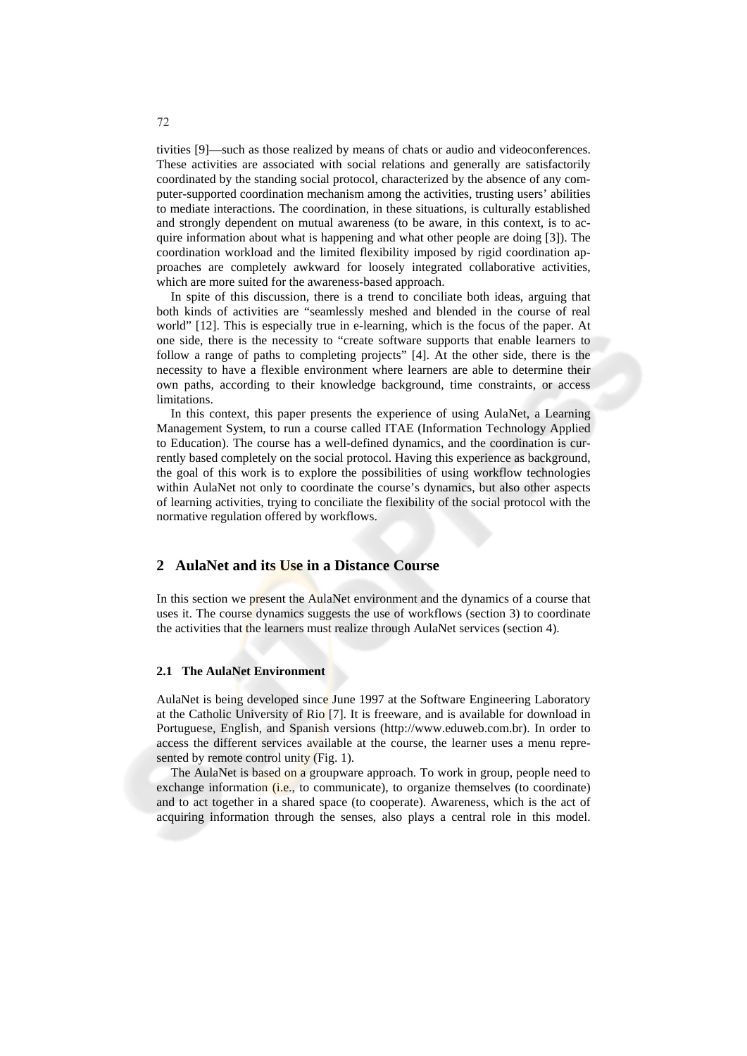tivities [9]—such as those realized by means of chats or audio and videoconferences. These activities are associated with social relations and generally are satisfactorily coordinated by the standing social protocol, characterized by the absence of any computer-supported coordination mechanism among the activities, trusting users' abilities to mediate interactions. The coordination, in these situations, is culturally established and strongly dependent on mutual awareness (to be aware, in this context, is to acquire information about what is happening and what other people are doing [3]). The coordination workload and the limited flexibility imposed by rigid coordination approaches are completely awkward for loosely integrated collaborative activities, which are more suited for the awareness-based approach.

In spite of this discussion, there is a trend to conciliate both ideas, arguing that both kinds of activities are "seamlessly meshed and blended in the course of real world" [12]. This is especially true in e-learning, which is the focus of the paper. At one side, there is the necessity to "create software supports that enable learners to follow a range of paths to completing projects" [4]. At the other side, there is the necessity to have a flexible environment where learners are able to determine their own paths, according to their knowledge background, time constraints, or access limitations.

In this context, this paper presents the experience of using AulaNet, a Learning Management System, to run a course called ITAE (Information Technology Applied to Education). The course has a well-defined dynamics, and the coordination is currently based completely on the social protocol. Having this experience as background, the goal of this work is to explore the possibilities of using workflow technologies within AulaNet not only to coordinate the course's dynamics, but also other aspects of learning activities, trying to conciliate the flexibility of the social protocol with the normative regulation offered by workflows.

## 2 AulaNet and its Use in a Distance Course

In this section we present the AulaNet environment and the dynamics of a course that uses it. The course dynamics suggests the use of workflows (section 3) to coordinate the activities that the learners must realize through AulaNet services (section 4).

### 2.1 The AulaNet Environment

AulaNet is being developed since June 1997 at the Software Engineering Laboratory at the Catholic University of Rio [7]. It is freeware, and is available for download in Portuguese, English, and Spanish versions (http://www.eduweb.com.br). In order to access the different services available at the course, the learner uses a menu represented by remote control unity (Fig. 1).

The AulaNet is based on a groupware approach. To work in group, people need to exchange information (i.e., to communicate), to organize themselves (to coordinate) and to act together in a shared space (to cooperate). Awareness, which is the act of acquiring information through the senses, also plays a central role in this model.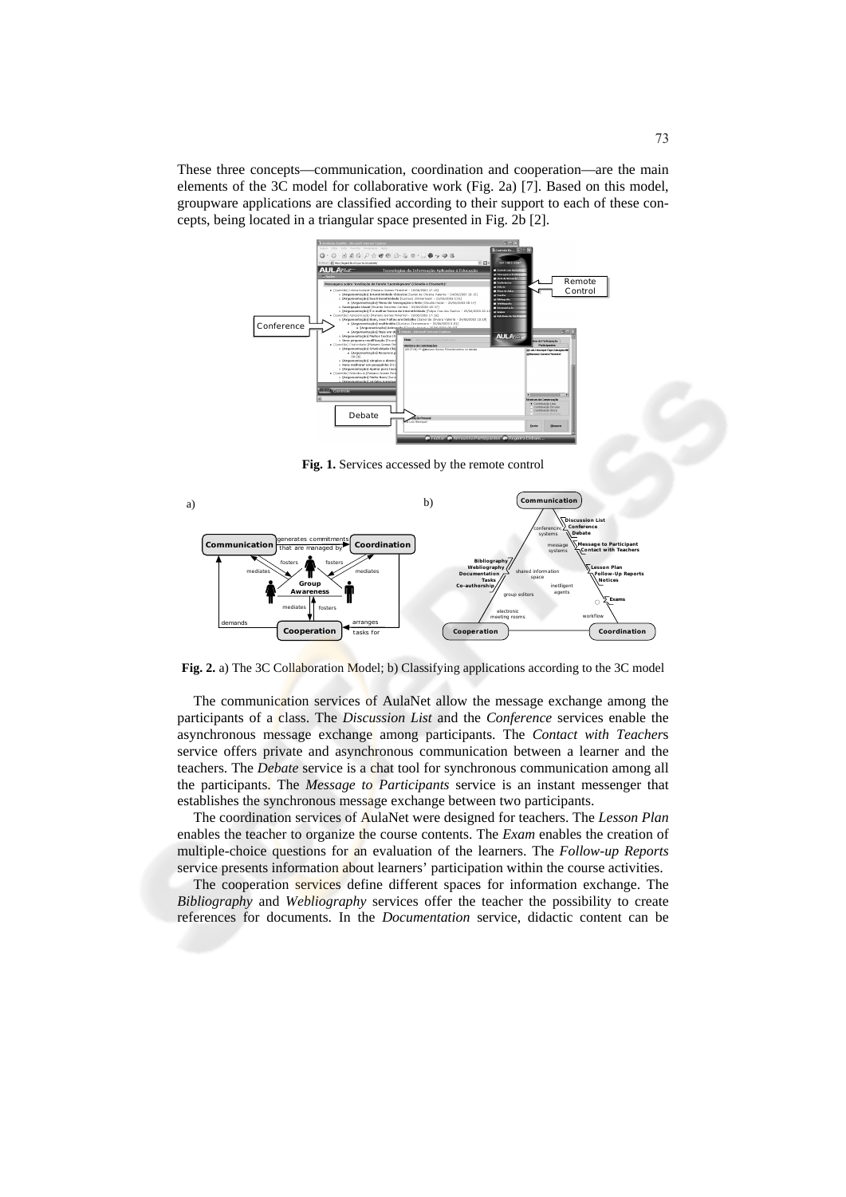These three concepts—communication, coordination and cooperation—are the main elements of the 3C model for collaborative work (Fig. 2a) [7]. Based on this model, groupware applications are classified according to their support to each of these concepts, being located in a triangular space presented in Fig. 2b [2].

**Fig. 1.** Services accessed by the remote control

**Fig. 2.** a) The 3C Collaboration Model; b) Classifying applications according to the 3C model

The communication services of AulaNet allow the message exchange among the participants of a class. The *Discussion List* and the *Conference* services enable the asynchronous message exchange among participants. The *Contact with Teachers* service offers private and asynchronous communication between a learner and the teachers. The *Debate* service is a chat tool for synchronous communication among all the participants. The *Message to Participants* service is an instant messenger that establishes the synchronous message exchange between two participants.

The coordination services of AulaNet were designed for teachers. The *Lesson Plan* enables the teacher to organize the course contents. The *Exam* enables the creation of multiple-choice questions for an evaluation of the learners. The *Follow-up Reports* service presents information about learners' participation within the course activities.

The cooperation services define different spaces for information exchange. The *Bibliography* and *Webliography* services offer the teacher the possibility to create references for documents. In the *Documentation* service, didactic content can be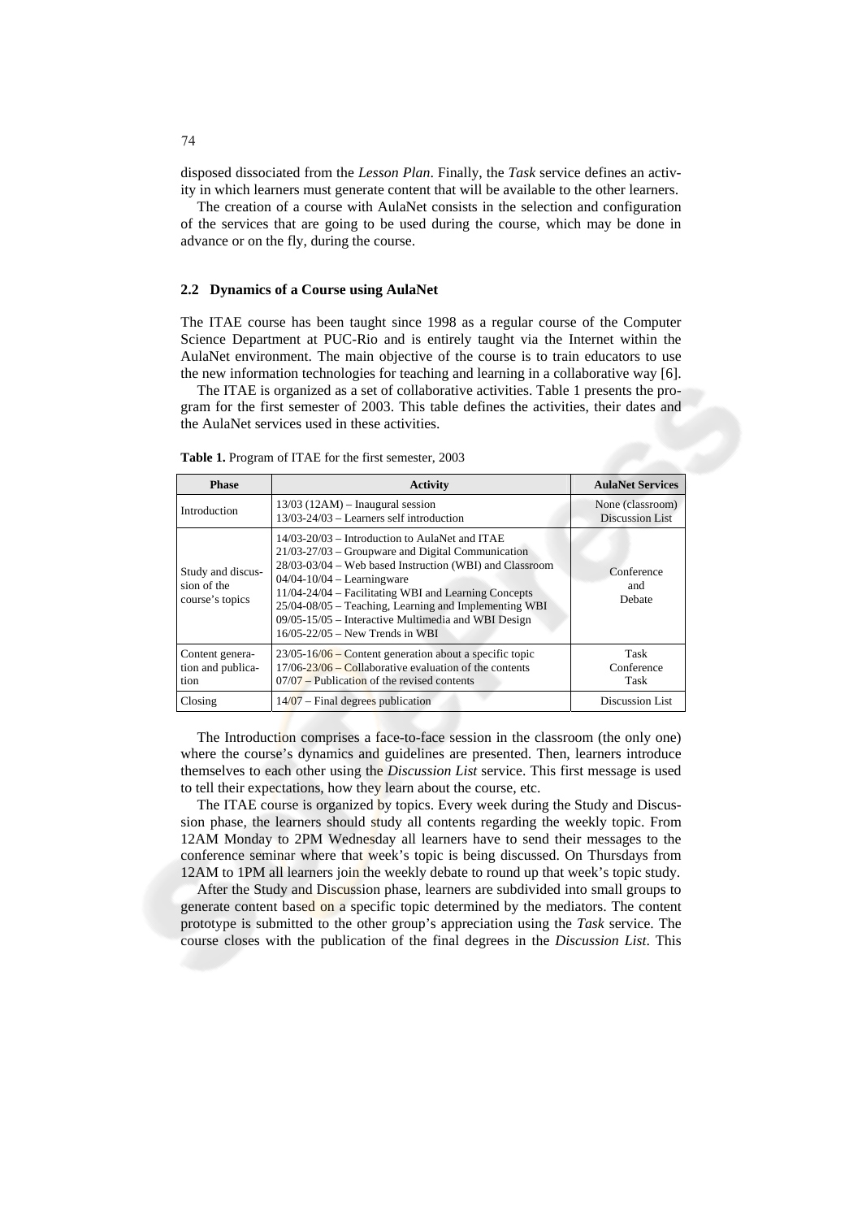disposed dissociated from the *Lesson Plan*. Finally, the *Task* service defines an activity in which learners must generate content that will be available to the other learners.

The creation of a course with AulaNet consists in the selection and configuration of the services that are going to be used during the course, which may be done in advance or on the fly, during the course.

### 2.2 Dynamics of a Course using AulaNet

The ITAE course has been taught since 1998 as a regular course of the Computer Science Department at PUC-Rio and is entirely taught via the Internet within the AulaNet environment. The main objective of the course is to train educators to use the new information technologies for teaching and learning in a collaborative way [6].

The ITAE is organized as a set of collaborative activities. Table 1 presents the program for the first semester of 2003. This table defines the activities, their dates and the AulaNet services used in these activities.

**Table 1.** Program of ITAE for the first semester, 2003

| Phase | Activity | AulaNet Services |
|---|---|---|
| Introduction | 13/03 (12AM) – Inaugural session<br>13/03-24/03 – Learners self introduction | None (classroom)<br>Discussion List |
| Study and discussion of the course's topics | 14/03-20/03 – Introduction to AulaNet and ITAE<br>21/03-27/03 – Groupware and Digital Communication<br>28/03-03/04 – Web based Instruction (WBI) and Classroom<br>04/04-10/04 – Learningware<br>11/04-24/04 – Facilitating WBI and Learning Concepts<br>25/04-08/05 – Teaching, Learning and Implementing WBI<br>09/05-15/05 – Interactive Multimedia and WBI Design<br>16/05-22/05 – New Trends in WBI | Conference<br>and<br>Debate |
| Content generation and publication | 23/05-16/06 – Content generation about a specific topic<br>17/06-23/06 – Collaborative evaluation of the contents<br>07/07 – Publication of the revised contents | Task<br>Conference<br>Task |
| Closing | 14/07 – Final degrees publication | Discussion List |

The Introduction comprises a face-to-face session in the classroom (the only one) where the course's dynamics and guidelines are presented. Then, learners introduce themselves to each other using the *Discussion List* service. This first message is used to tell their expectations, how they learn about the course, etc.

The ITAE course is organized by topics. Every week during the Study and Discussion phase, the learners should study all contents regarding the weekly topic. From 12AM Monday to 2PM Wednesday all learners have to send their messages to the conference seminar where that week's topic is being discussed. On Thursdays from 12AM to 1PM all learners join the weekly debate to round up that week's topic study.

After the Study and Discussion phase, learners are subdivided into small groups to generate content based on a specific topic determined by the mediators. The content prototype is submitted to the other group's appreciation using the *Task* service. The course closes with the publication of the final degrees in the *Discussion List*. This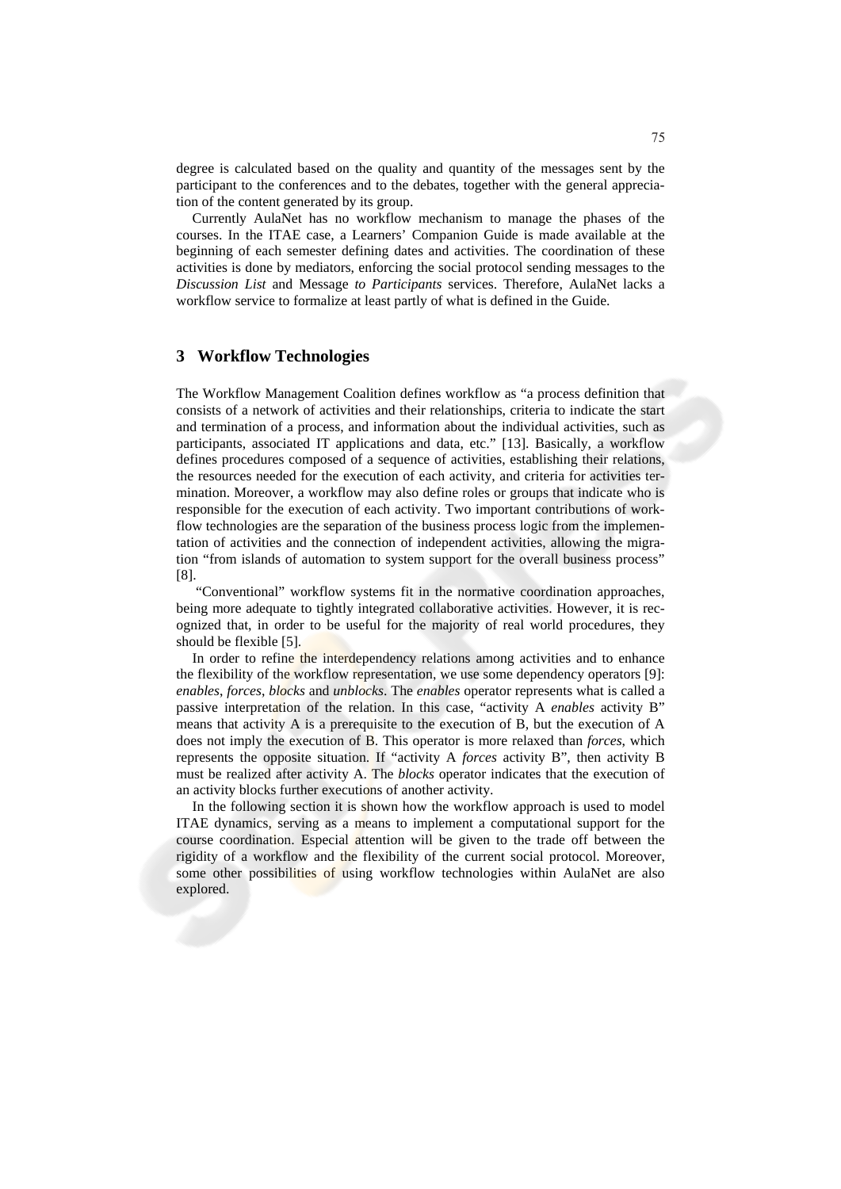degree is calculated based on the quality and quantity of the messages sent by the participant to the conferences and to the debates, together with the general appreciation of the content generated by its group.

Currently AulaNet has no workflow mechanism to manage the phases of the courses. In the ITAE case, a Learners' Companion Guide is made available at the beginning of each semester defining dates and activities. The coordination of these activities is done by mediators, enforcing the social protocol sending messages to the *Discussion List* and Message *to Participants* services. Therefore, AulaNet lacks a workflow service to formalize at least partly of what is defined in the Guide.

## 3 Workflow Technologies

The Workflow Management Coalition defines workflow as "a process definition that consists of a network of activities and their relationships, criteria to indicate the start and termination of a process, and information about the individual activities, such as participants, associated IT applications and data, etc." [13]. Basically, a workflow defines procedures composed of a sequence of activities, establishing their relations, the resources needed for the execution of each activity, and criteria for activities termination. Moreover, a workflow may also define roles or groups that indicate who is responsible for the execution of each activity. Two important contributions of workflow technologies are the separation of the business process logic from the implementation of activities and the connection of independent activities, allowing the migration "from islands of automation to system support for the overall business process" [8].

"Conventional" workflow systems fit in the normative coordination approaches, being more adequate to tightly integrated collaborative activities. However, it is recognized that, in order to be useful for the majority of real world procedures, they should be flexible [5].

In order to refine the interdependency relations among activities and to enhance the flexibility of the workflow representation, we use some dependency operators [9]: *enables*, *forces*, *blocks* and *unblocks*. The *enables* operator represents what is called a passive interpretation of the relation. In this case, "activity A *enables* activity B" means that activity A is a prerequisite to the execution of B, but the execution of A does not imply the execution of B. This operator is more relaxed than *forces*, which represents the opposite situation. If "activity A *forces* activity B", then activity B must be realized after activity A. The *blocks* operator indicates that the execution of an activity blocks further executions of another activity.

In the following section it is shown how the workflow approach is used to model ITAE dynamics, serving as a means to implement a computational support for the course coordination. Especial attention will be given to the trade off between the rigidity of a workflow and the flexibility of the current social protocol. Moreover, some other possibilities of using workflow technologies within AulaNet are also explored.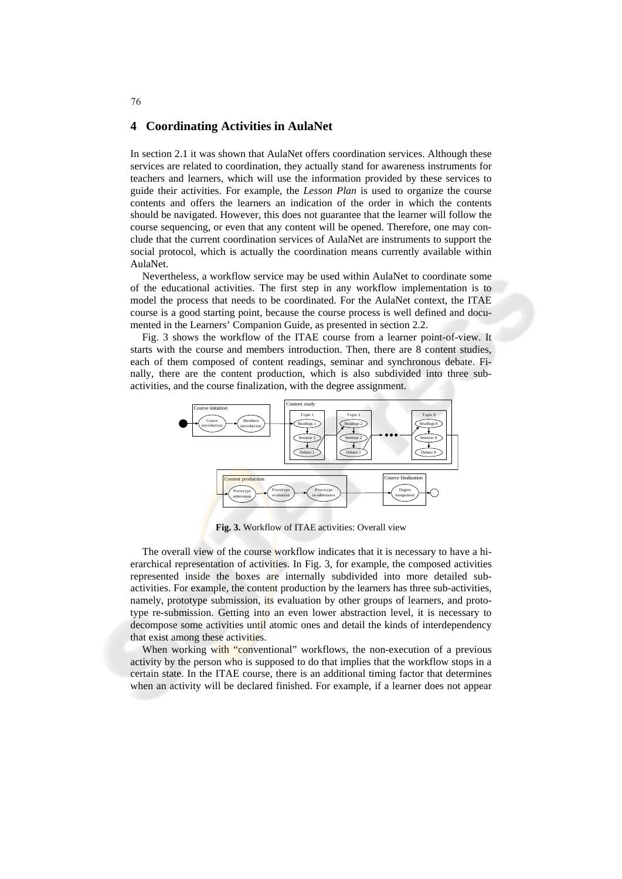## 4 Coordinating Activities in AulaNet

In section 2.1 it was shown that AulaNet offers coordination services. Although these services are related to coordination, they actually stand for awareness instruments for teachers and learners, which will use the information provided by these services to guide their activities. For example, the *Lesson Plan* is used to organize the course contents and offers the learners an indication of the order in which the contents should be navigated. However, this does not guarantee that the learner will follow the course sequencing, or even that any content will be opened. Therefore, one may conclude that the current coordination services of AulaNet are instruments to support the social protocol, which is actually the coordination means currently available within AulaNet.

Nevertheless, a workflow service may be used within AulaNet to coordinate some of the educational activities. The first step in any workflow implementation is to model the process that needs to be coordinated. For the AulaNet context, the ITAE course is a good starting point, because the course process is well defined and documented in the Learners' Companion Guide, as presented in section 2.2.

Fig. 3 shows the workflow of the ITAE course from a learner point-of-view. It starts with the course and members introduction. Then, there are 8 content studies, each of them composed of content readings, seminar and synchronous debate. Finally, there are the content production, which is also subdivided into three sub-activities, and the course finalization, with the degree assignment.

**Fig. 3.** Workflow of ITAE activities: Overall view

The overall view of the course workflow indicates that it is necessary to have a hierarchical representation of activities. In Fig. 3, for example, the composed activities represented inside the boxes are internally subdivided into more detailed sub-activities. For example, the content production by the learners has three sub-activities, namely, prototype submission, its evaluation by other groups of learners, and prototype re-submission. Getting into an even lower abstraction level, it is necessary to decompose some activities until atomic ones and detail the kinds of interdependency that exist among these activities.

When working with "conventional" workflows, the non-execution of a previous activity by the person who is supposed to do that implies that the workflow stops in a certain state. In the ITAE course, there is an additional timing factor that determines when an activity will be declared finished. For example, if a learner does not appear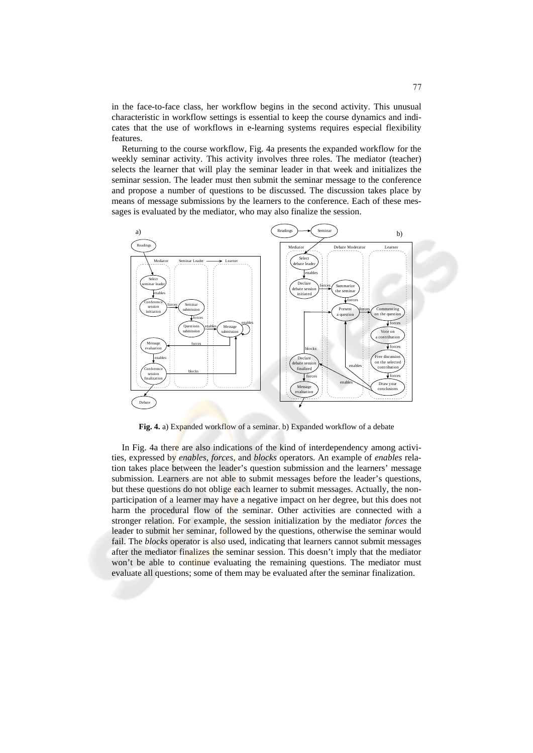in the face-to-face class, her workflow begins in the second activity. This unusual characteristic in workflow settings is essential to keep the course dynamics and indicates that the use of workflows in e-learning systems requires especial flexibility features.

Returning to the course workflow, Fig. 4a presents the expanded workflow for the weekly seminar activity. This activity involves three roles. The mediator (teacher) selects the learner that will play the seminar leader in that week and initializes the seminar session. The leader must then submit the seminar message to the conference and propose a number of questions to be discussed. The discussion takes place by means of message submissions by the learners to the conference. Each of these messages is evaluated by the mediator, who may also finalize the session.

**Fig. 4.** a) Expanded workflow of a seminar. b) Expanded workflow of a debate

In Fig. 4a there are also indications of the kind of interdependency among activities, expressed by *enables*, *forces*, and *blocks* operators. An example of *enables* relation takes place between the leader's question submission and the learners' message submission. Learners are not able to submit messages before the leader's questions, but these questions do not oblige each learner to submit messages. Actually, the non-participation of a learner may have a negative impact on her degree, but this does not harm the procedural flow of the seminar. Other activities are connected with a stronger relation. For example, the session initialization by the mediator *forces* the leader to submit her seminar, followed by the questions, otherwise the seminar would fail. The *blocks* operator is also used, indicating that learners cannot submit messages after the mediator finalizes the seminar session. This doesn't imply that the mediator won't be able to continue evaluating the remaining questions. The mediator must evaluate all questions; some of them may be evaluated after the seminar finalization.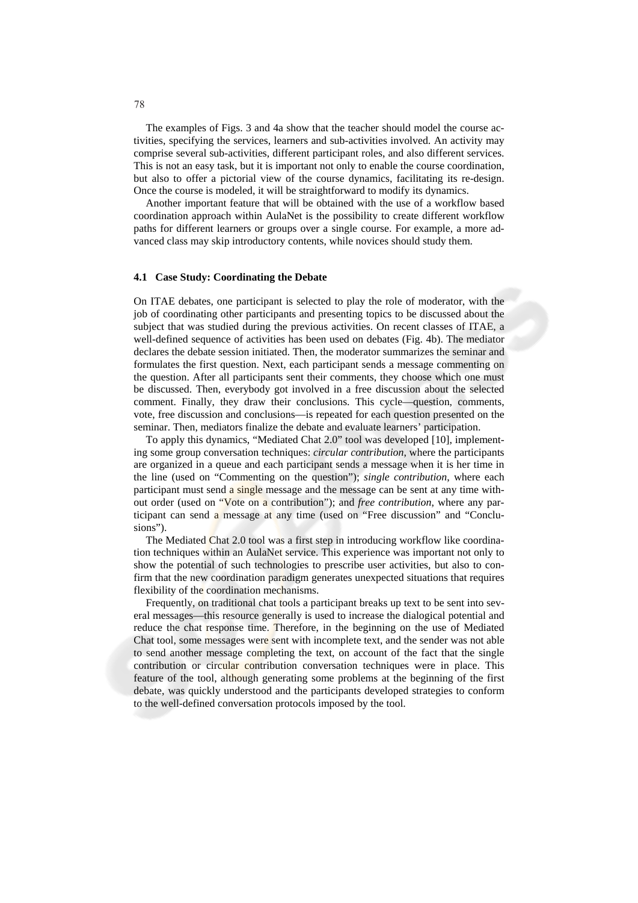The examples of Figs. 3 and 4a show that the teacher should model the course activities, specifying the services, learners and sub-activities involved. An activity may comprise several sub-activities, different participant roles, and also different services. This is not an easy task, but it is important not only to enable the course coordination, but also to offer a pictorial view of the course dynamics, facilitating its re-design. Once the course is modeled, it will be straightforward to modify its dynamics.

Another important feature that will be obtained with the use of a workflow based coordination approach within AulaNet is the possibility to create different workflow paths for different learners or groups over a single course. For example, a more advanced class may skip introductory contents, while novices should study them.

### 4.1 Case Study: Coordinating the Debate

On ITAE debates, one participant is selected to play the role of moderator, with the job of coordinating other participants and presenting topics to be discussed about the subject that was studied during the previous activities. On recent classes of ITAE, a well-defined sequence of activities has been used on debates (Fig. 4b). The mediator declares the debate session initiated. Then, the moderator summarizes the seminar and formulates the first question. Next, each participant sends a message commenting on the question. After all participants sent their comments, they choose which one must be discussed. Then, everybody got involved in a free discussion about the selected comment. Finally, they draw their conclusions. This cycle—question, comments, vote, free discussion and conclusions—is repeated for each question presented on the seminar. Then, mediators finalize the debate and evaluate learners' participation.

To apply this dynamics, "Mediated Chat 2.0" tool was developed [10], implementing some group conversation techniques: *circular contribution*, where the participants are organized in a queue and each participant sends a message when it is her time in the line (used on "Commenting on the question"); *single contribution*, where each participant must send a single message and the message can be sent at any time without order (used on "Vote on a contribution"); and *free contribution*, where any participant can send a message at any time (used on "Free discussion" and "Conclusions").

The Mediated Chat 2.0 tool was a first step in introducing workflow like coordination techniques within an AulaNet service. This experience was important not only to show the potential of such technologies to prescribe user activities, but also to confirm that the new coordination paradigm generates unexpected situations that requires flexibility of the coordination mechanisms.

Frequently, on traditional chat tools a participant breaks up text to be sent into several messages—this resource generally is used to increase the dialogical potential and reduce the chat response time. Therefore, in the beginning on the use of Mediated Chat tool, some messages were sent with incomplete text, and the sender was not able to send another message completing the text, on account of the fact that the single contribution or circular contribution conversation techniques were in place. This feature of the tool, although generating some problems at the beginning of the first debate, was quickly understood and the participants developed strategies to conform to the well-defined conversation protocols imposed by the tool.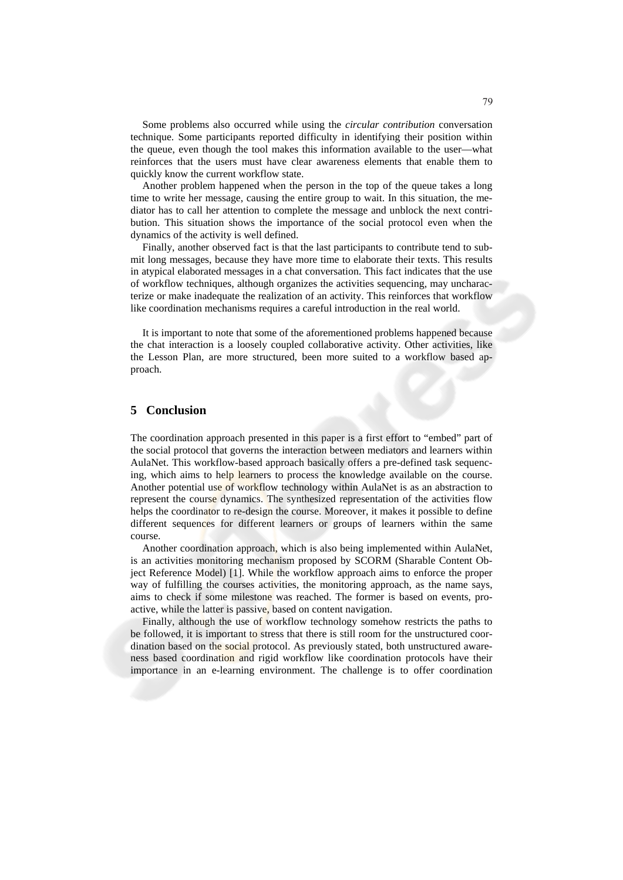Some problems also occurred while using the *circular contribution* conversation technique. Some participants reported difficulty in identifying their position within the queue, even though the tool makes this information available to the user—what reinforces that the users must have clear awareness elements that enable them to quickly know the current workflow state.

Another problem happened when the person in the top of the queue takes a long time to write her message, causing the entire group to wait. In this situation, the mediator has to call her attention to complete the message and unblock the next contribution. This situation shows the importance of the social protocol even when the dynamics of the activity is well defined.

Finally, another observed fact is that the last participants to contribute tend to submit long messages, because they have more time to elaborate their texts. This results in atypical elaborated messages in a chat conversation. This fact indicates that the use of workflow techniques, although organizes the activities sequencing, may uncharacterize or make inadequate the realization of an activity. This reinforces that workflow like coordination mechanisms requires a careful introduction in the real world.

It is important to note that some of the aforementioned problems happened because the chat interaction is a loosely coupled collaborative activity. Other activities, like the Lesson Plan, are more structured, been more suited to a workflow based approach.

## 5 Conclusion

The coordination approach presented in this paper is a first effort to "embed" part of the social protocol that governs the interaction between mediators and learners within AulaNet. This workflow-based approach basically offers a pre-defined task sequencing, which aims to help learners to process the knowledge available on the course. Another potential use of workflow technology within AulaNet is as an abstraction to represent the course dynamics. The synthesized representation of the activities flow helps the coordinator to re-design the course. Moreover, it makes it possible to define different sequences for different learners or groups of learners within the same course.

Another coordination approach, which is also being implemented within AulaNet, is an activities monitoring mechanism proposed by SCORM (Sharable Content Object Reference Model) [1]. While the workflow approach aims to enforce the proper way of fulfilling the courses activities, the monitoring approach, as the name says, aims to check if some milestone was reached. The former is based on events, proactive, while the latter is passive, based on content navigation.

Finally, although the use of workflow technology somehow restricts the paths to be followed, it is important to stress that there is still room for the unstructured coordination based on the social protocol. As previously stated, both unstructured awareness based coordination and rigid workflow like coordination protocols have their importance in an e-learning environment. The challenge is to offer coordination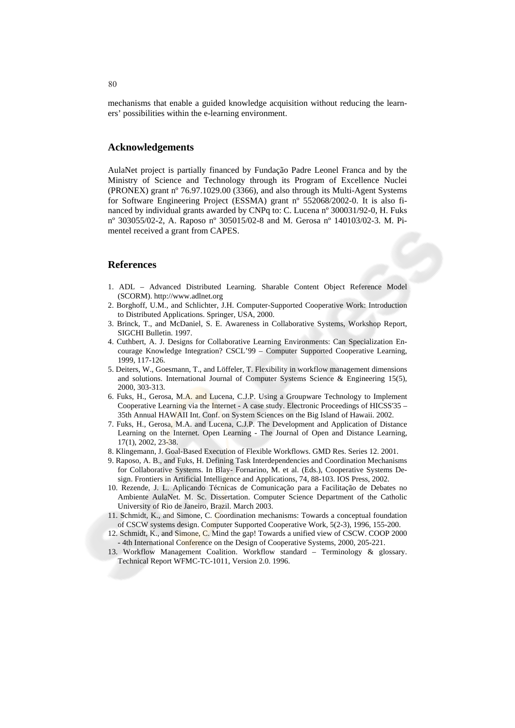mechanisms that enable a guided knowledge acquisition without reducing the learners' possibilities within the e-learning environment.

## Acknowledgements

AulaNet project is partially financed by Fundação Padre Leonel Franca and by the Ministry of Science and Technology through its Program of Excellence Nuclei (PRONEX) grant nº 76.97.1029.00 (3366), and also through its Multi-Agent Systems for Software Engineering Project (ESSMA) grant nº 552068/2002-0. It is also financed by individual grants awarded by CNPq to: C. Lucena nº 300031/92-0, H. Fuks nº 303055/02-2, A. Raposo nº 305015/02-8 and M. Gerosa nº 140103/02-3. M. Pimentel received a grant from CAPES.

## References

1. ADL – Advanced Distributed Learning. Sharable Content Object Reference Model (SCORM). http://www.adlnet.org
2. Borghoff, U.M., and Schlichter, J.H. Computer-Supported Cooperative Work: Introduction to Distributed Applications. Springer, USA, 2000.
3. Brinck, T., and McDaniel, S. E. Awareness in Collaborative Systems, Workshop Report, SIGCHI Bulletin. 1997.
4. Cuthbert, A. J. Designs for Collaborative Learning Environments: Can Specialization Encourage Knowledge Integration? CSCL'99 – Computer Supported Cooperative Learning, 1999, 117-126.
5. Deiters, W., Goesmann, T., and Löffeler, T. Flexibility in workflow management dimensions and solutions. International Journal of Computer Systems Science & Engineering 15(5), 2000, 303-313.
6. Fuks, H., Gerosa, M.A. and Lucena, C.J.P. Using a Groupware Technology to Implement Cooperative Learning via the Internet - A case study. Electronic Proceedings of HICSS'35 – 35th Annual HAWAII Int. Conf. on System Sciences on the Big Island of Hawaii. 2002.
7. Fuks, H., Gerosa, M.A. and Lucena, C.J.P. The Development and Application of Distance Learning on the Internet. Open Learning - The Journal of Open and Distance Learning, 17(1), 2002, 23-38.
8. Klingemann, J. Goal-Based Execution of Flexible Workflows. GMD Res. Series 12. 2001.
9. Raposo, A. B., and Fuks, H. Defining Task Interdependencies and Coordination Mechanisms for Collaborative Systems. In Blay- Fornarino, M. et al. (Eds.), Cooperative Systems Design. Frontiers in Artificial Intelligence and Applications, 74, 88-103. IOS Press, 2002.
10. Rezende, J. L. Aplicando Técnicas de Comunicação para a Facilitação de Debates no Ambiente AulaNet. M. Sc. Dissertation. Computer Science Department of the Catholic University of Rio de Janeiro, Brazil. March 2003.
11. Schmidt, K., and Simone, C. Coordination mechanisms: Towards a conceptual foundation of CSCW systems design. Computer Supported Cooperative Work, 5(2-3), 1996, 155-200.
12. Schmidt, K., and Simone, C. Mind the gap! Towards a unified view of CSCW. COOP 2000 - 4th International Conference on the Design of Cooperative Systems, 2000, 205-221.
13. Workflow Management Coalition. Workflow standard – Terminology & glossary. Technical Report WFMC-TC-1011, Version 2.0. 1996.